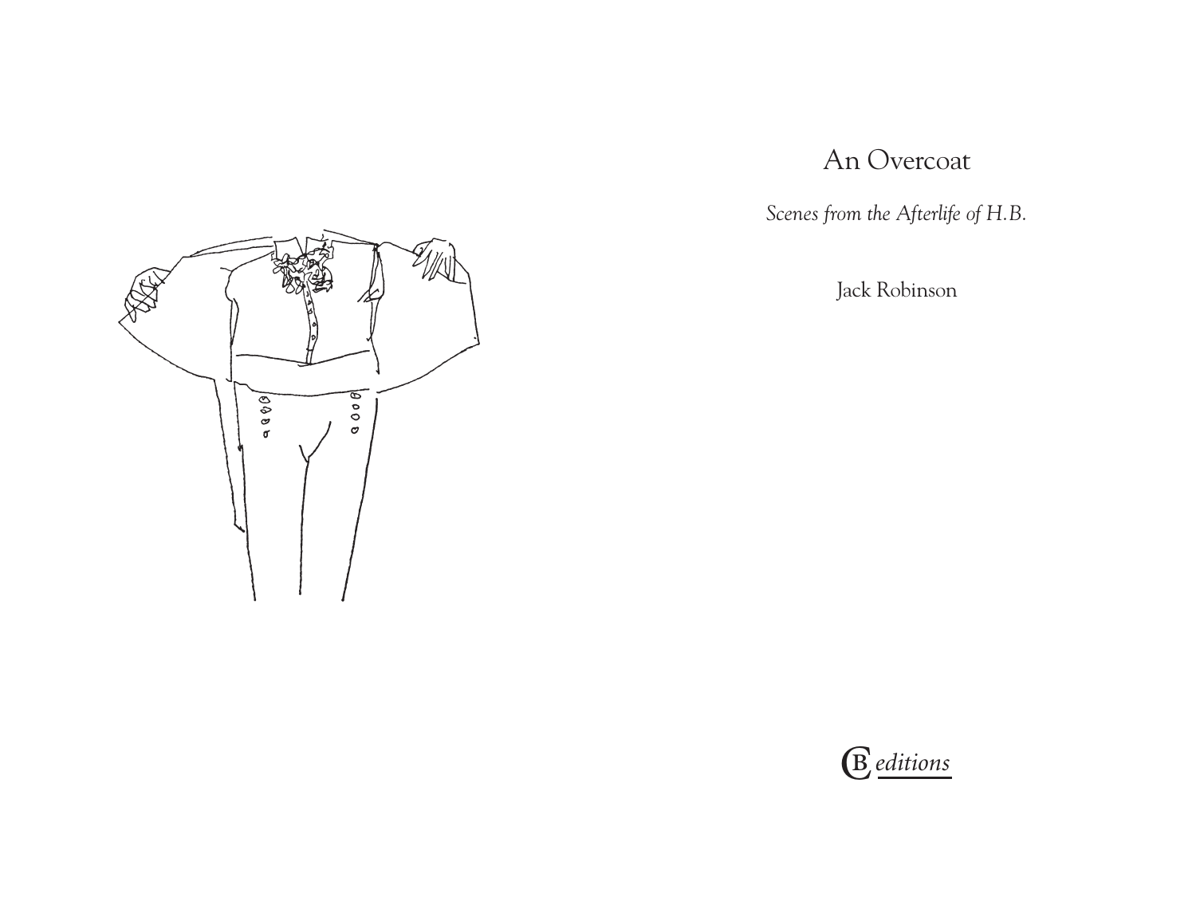# An Overcoat

*Scenes from the Afterlife of H.B.*

Jack Robinson

CB *editions*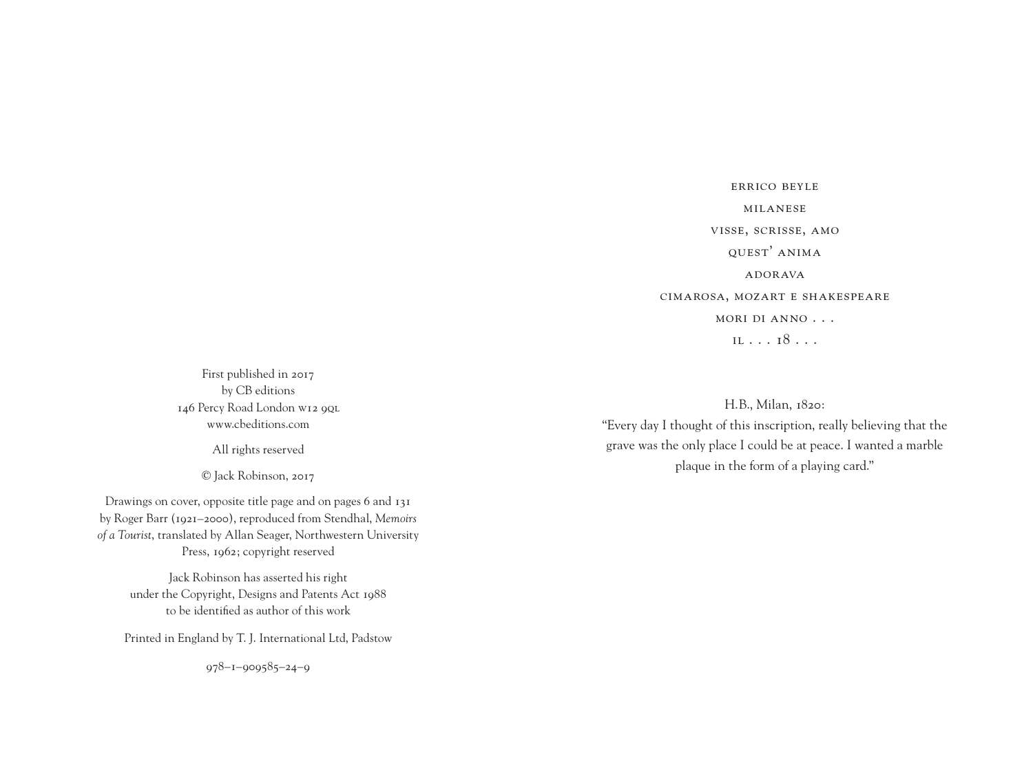First published in 2017
by CB editions
146 Percy Road London W12 9QL
www.cbeditions.com

All rights reserved

© Jack Robinson, 2017

Drawings on cover, opposite title page and on pages 6 and 131 by Roger Barr (1921–2000), reproduced from Stendhal, *Memoirs of a Tourist*, translated by Allan Seager, Northwestern University Press, 1962; copyright reserved

Jack Robinson has asserted his right under the Copyright, Designs and Patents Act 1988 to be identified as author of this work

Printed in England by T. J. International Ltd, Padstow

978–1–909585–24–9

ERRICO BEYLE
MILANESE
VISSE, SCRISSE, AMO
QUEST' ANIMA
ADORAVA
CIMAROSA, MOZART E SHAKESPEARE
MORI DI ANNO . . .
IL . . . 18 . . .

H.B., Milan, 1820:
"Every day I thought of this inscription, really believing that the grave was the only place I could be at peace. I wanted a marble plaque in the form of a playing card."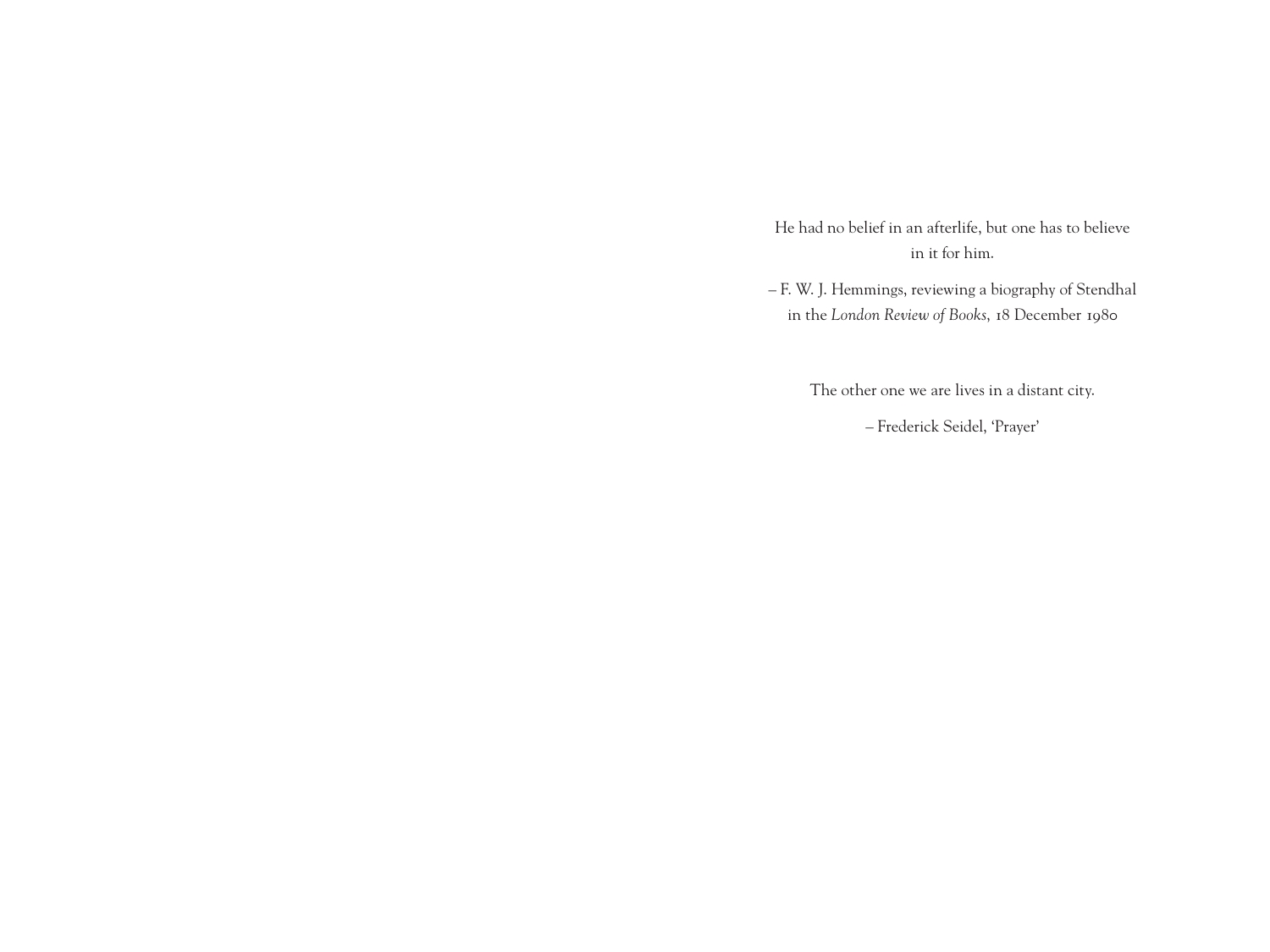He had no belief in an afterlife, but one has to believe in it for him.

– F. W. J. Hemmings, reviewing a biography of Stendhal in the *London Review of Books*, 18 December 1980

The other one we are lives in a distant city.

– Frederick Seidel, 'Prayer'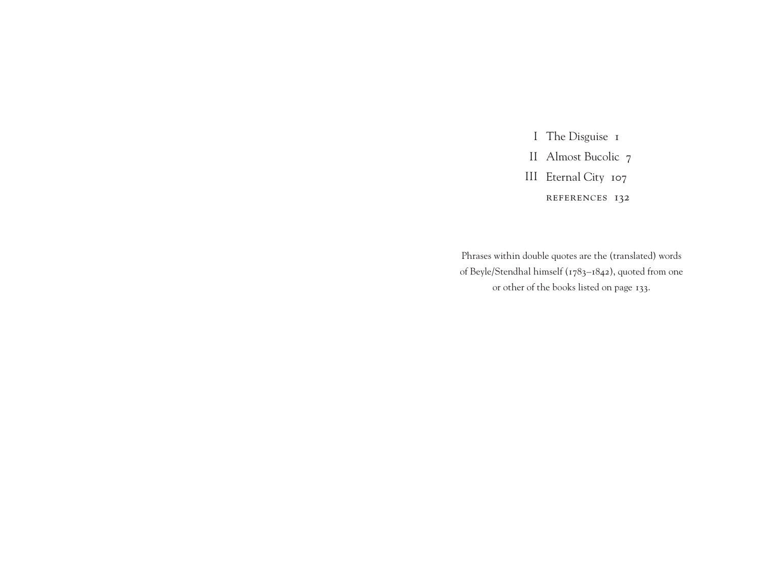I The Disguise 1

II Almost Bucolic 7

III Eternal City 107

REFERENCES 132

Phrases within double quotes are the (translated) words of Beyle/Stendhal himself (1783–1842), quoted from one or other of the books listed on page 133.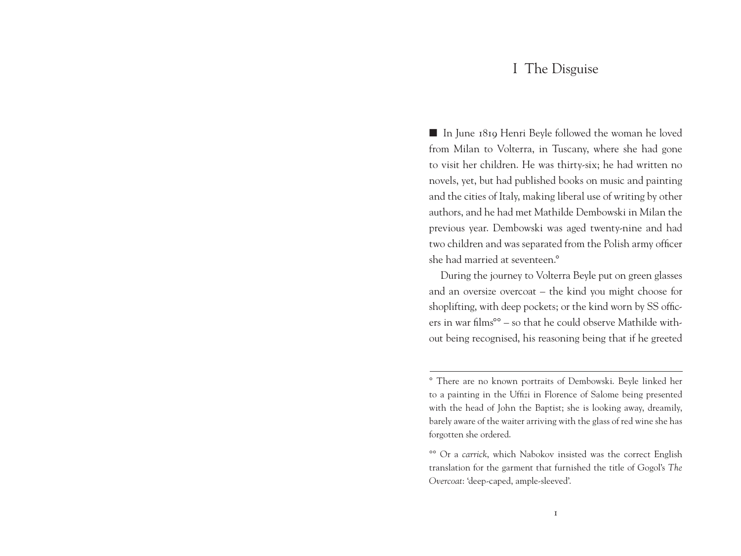# I The Disguise

■ In June 1819 Henri Beyle followed the woman he loved from Milan to Volterra, in Tuscany, where she had gone to visit her children. He was thirty-six; he had written no novels, yet, but had published books on music and painting and the cities of Italy, making liberal use of writing by other authors, and he had met Mathilde Dembowski in Milan the previous year. Dembowski was aged twenty-nine and had two children and was separated from the Polish army officer she had married at seventeen.°

During the journey to Volterra Beyle put on green glasses and an oversize overcoat – the kind you might choose for shoplifting, with deep pockets; or the kind worn by SS officers in war films°° – so that he could observe Mathilde without being recognised, his reasoning being that if he greeted

---

° There are no known portraits of Dembowski. Beyle linked her to a painting in the Uffizi in Florence of Salome being presented with the head of John the Baptist; she is looking away, dreamily, barely aware of the waiter arriving with the glass of red wine she has forgotten she ordered.

°° Or a *carrick*, which Nabokov insisted was the correct English translation for the garment that furnished the title of Gogol's *The Overcoat*: 'deep-caped, ample-sleeved'.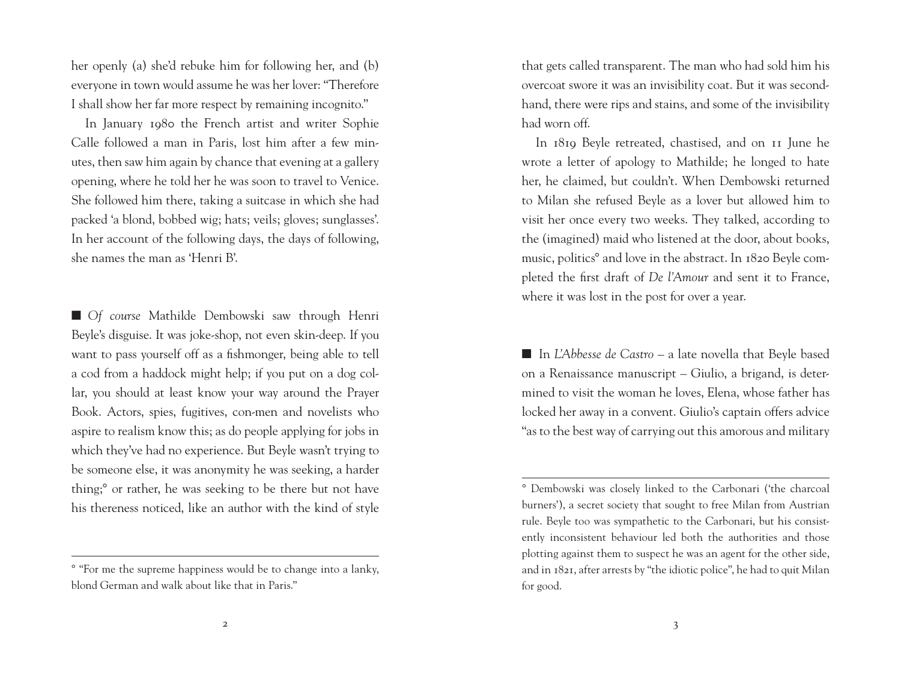her openly (a) she'd rebuke him for following her, and (b) everyone in town would assume he was her lover: "Therefore I shall show her far more respect by remaining incognito."

In January 1980 the French artist and writer Sophie Calle followed a man in Paris, lost him after a few minutes, then saw him again by chance that evening at a gallery opening, where he told her he was soon to travel to Venice. She followed him there, taking a suitcase in which she had packed 'a blond, bobbed wig; hats; veils; gloves; sunglasses'. In her account of the following days, the days of following, she names the man as 'Henri B'.

■ *Of course* Mathilde Dembowski saw through Henri Beyle's disguise. It was joke-shop, not even skin-deep. If you want to pass yourself off as a fishmonger, being able to tell a cod from a haddock might help; if you put on a dog collar, you should at least know your way around the Prayer Book. Actors, spies, fugitives, con-men and novelists who aspire to realism know this; as do people applying for jobs in which they've had no experience. But Beyle wasn't trying to be someone else, it was anonymity he was seeking, a harder thing;° or rather, he was seeking to be there but not have his thereness noticed, like an author with the kind of style that gets called transparent. The man who had sold him his overcoat swore it was an invisibility coat. But it was second-hand, there were rips and stains, and some of the invisibility had worn off.

° "For me the supreme happiness would be to change into a lanky, blond German and walk about like that in Paris."

In 1819 Beyle retreated, chastised, and on 11 June he wrote a letter of apology to Mathilde; he longed to hate her, he claimed, but couldn't. When Dembowski returned to Milan she refused Beyle as a lover but allowed him to visit her once every two weeks. They talked, according to the (imagined) maid who listened at the door, about books, music, politics° and love in the abstract. In 1820 Beyle completed the first draft of *De l'Amour* and sent it to France, where it was lost in the post for over a year.

° Dembowski was closely linked to the Carbonari ('the charcoal burners'), a secret society that sought to free Milan from Austrian rule. Beyle too was sympathetic to the Carbonari, but his consistently inconsistent behaviour led both the authorities and those plotting against them to suspect he was an agent for the other side, and in 1821, after arrests by "the idiotic police", he had to quit Milan for good.

■ In *L'Abbesse de Castro* – a late novella that Beyle based on a Renaissance manuscript – Giulio, a brigand, is determined to visit the woman he loves, Elena, whose father has locked her away in a convent. Giulio's captain offers advice "as to the best way of carrying out this amorous and military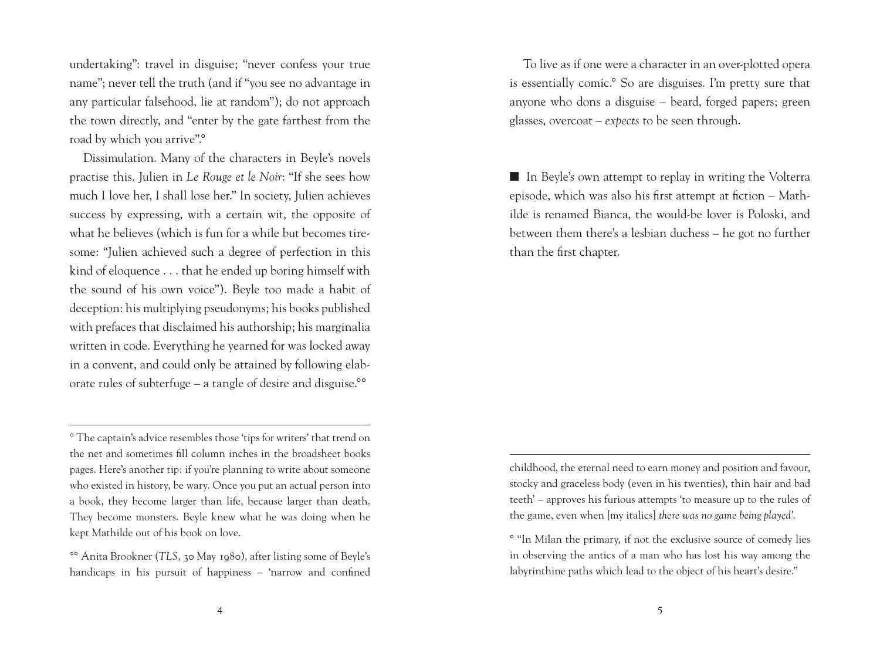undertaking": travel in disguise; "never confess your true name"; never tell the truth (and if "you see no advantage in any particular falsehood, lie at random"); do not approach the town directly, and "enter by the gate farthest from the road by which you arrive".°

Dissimulation. Many of the characters in Beyle's novels practise this. Julien in *Le Rouge et le Noir*: "If she sees how much I love her, I shall lose her." In society, Julien achieves success by expressing, with a certain wit, the opposite of what he believes (which is fun for a while but becomes tiresome: "Julien achieved such a degree of perfection in this kind of eloquence . . . that he ended up boring himself with the sound of his own voice"). Beyle too made a habit of deception: his multiplying pseudonyms; his books published with prefaces that disclaimed his authorship; his marginalia written in code. Everything he yearned for was locked away in a convent, and could only be attained by following elaborate rules of subterfuge – a tangle of desire and disguise.°°

To live as if one were a character in an over-plotted opera is essentially comic.° So are disguises. I'm pretty sure that anyone who dons a disguise – beard, forged papers; green glasses, overcoat – *expects* to be seen through.

■ In Beyle's own attempt to replay in writing the Volterra episode, which was also his first attempt at fiction – Mathilde is renamed Bianca, the would-be lover is Poloski, and between them there's a lesbian duchess – he got no further than the first chapter.

---

° The captain's advice resembles those 'tips for writers' that trend on the net and sometimes fill column inches in the broadsheet books pages. Here's another tip: if you're planning to write about someone who existed in history, be wary. Once you put an actual person into a book, they become larger than life, because larger than death. They become monsters. Beyle knew what he was doing when he kept Mathilde out of his book on love.

°° Anita Brookner (*TLS*, 30 May 1980), after listing some of Beyle's handicaps in his pursuit of happiness – 'narrow and confined childhood, the eternal need to earn money and position and favour, stocky and graceless body (even in his twenties), thin hair and bad teeth' – approves his furious attempts 'to measure up to the rules of the game, even when [my italics] *there was no game being played'.*

° "In Milan the primary, if not the exclusive source of comedy lies in observing the antics of a man who has lost his way among the labyrinthine paths which lead to the object of his heart's desire."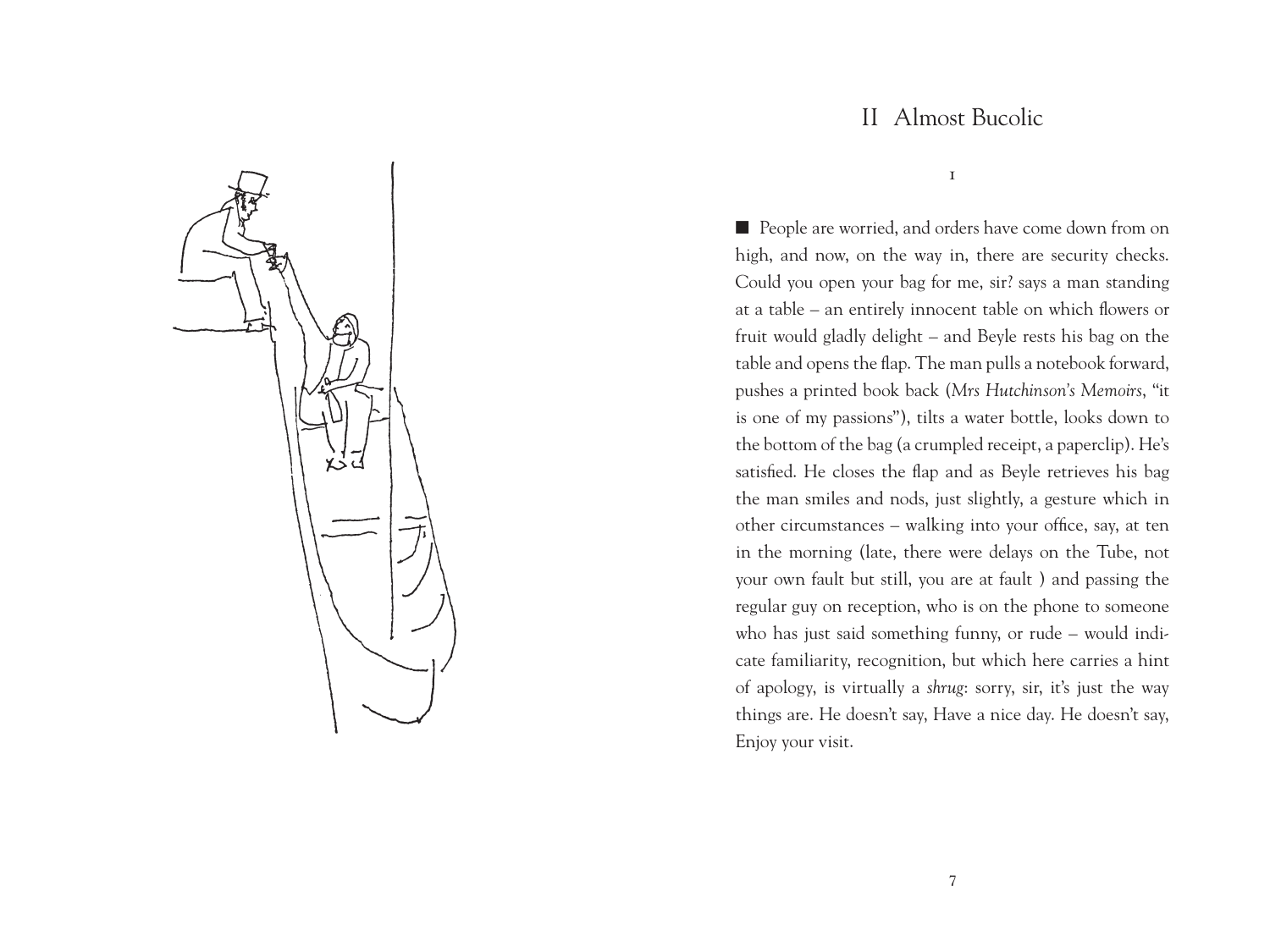# II Almost Bucolic

## 1

■ People are worried, and orders have come down from on high, and now, on the way in, there are security checks. Could you open your bag for me, sir? says a man standing at a table – an entirely innocent table on which flowers or fruit would gladly delight – and Beyle rests his bag on the table and opens the flap. The man pulls a notebook forward, pushes a printed book back (*Mrs Hutchinson's Memoirs*, "it is one of my passions"), tilts a water bottle, looks down to the bottom of the bag (a crumpled receipt, a paperclip). He's satisfied. He closes the flap and as Beyle retrieves his bag the man smiles and nods, just slightly, a gesture which in other circumstances – walking into your office, say, at ten in the morning (late, there were delays on the Tube, not your own fault but still, you are at fault ) and passing the regular guy on reception, who is on the phone to someone who has just said something funny, or rude – would indicate familiarity, recognition, but which here carries a hint of apology, is virtually a *shrug*: sorry, sir, it's just the way things are. He doesn't say, Have a nice day. He doesn't say, Enjoy your visit.